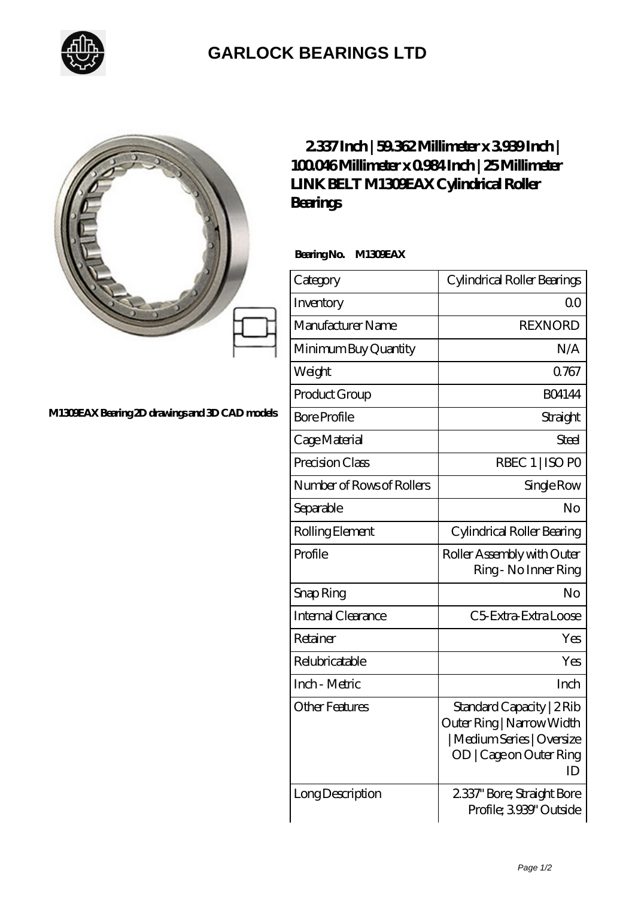# GARLOCK BEARINGS LTD

M1309EAX Bearing 2D drawings and 3D CAD models

## 2.337 Inch | 59.362 Millimeter x 3.939 Inch | 100.046 Millimeter x 0.984 Inch | 25 Millimeter LINK BELT M1309EAX Cylindrical Roller Bearings

**Bearing No. M1309EAX**

| Category | Cylindrical Roller Bearings |
|---|---|
| Inventory | 0.0 |
| Manufacturer Name | REXNORD |
| Minimum Buy Quantity | N/A |
| Weight | 0.767 |
| Product Group | B04144 |
| Bore Profile | Straight |
| Cage Material | Steel |
| Precision Class | RBEC 1 \| ISO P0 |
| Number of Rows of Rollers | Single Row |
| Separable | No |
| Rolling Element | Cylindrical Roller Bearing |
| Profile | Roller Assembly with Outer Ring - No Inner Ring |
| Snap Ring | No |
| Internal Clearance | C5-Extra-Extra Loose |
| Retainer | Yes |
| Relubricatable | Yes |
| Inch - Metric | Inch |
| Other Features | Standard Capacity \| 2 Rib Outer Ring \| Narrow Width \| Medium Series \| Oversize OD \| Cage on Outer Ring ID |
| Long Description | 2.337" Bore; Straight Bore Profile; 3.939" Outside |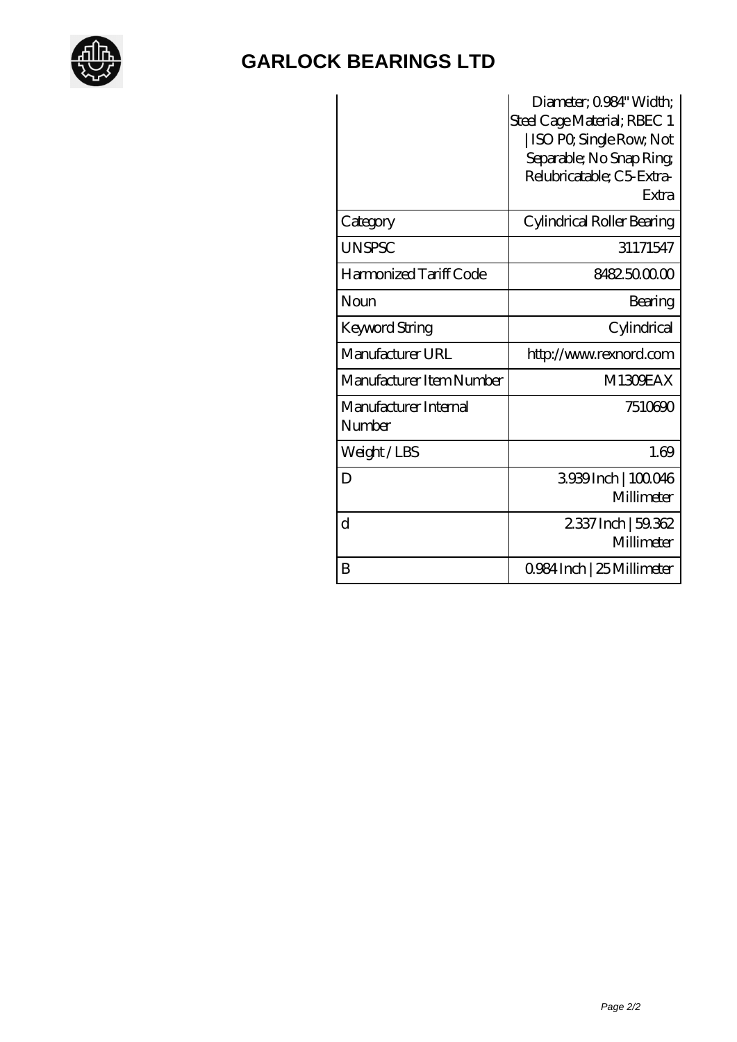# GARLOCK BEARINGS LTD

| | |
|---|---|
| | Diameter; 0.984" Width; Steel Cage Material; RBEC 1 \| ISO P0; Single Row; Not Separable; No Snap Ring; Relubricatable; C5-Extra-Extra |
| Category | Cylindrical Roller Bearing |
| UNSPSC | 31171547 |
| Harmonized Tariff Code | 8482.50.00.00 |
| Noun | Bearing |
| Keyword String | Cylindrical |
| Manufacturer URL | http://www.rexnord.com |
| Manufacturer Item Number | M1309EAX |
| Manufacturer Internal Number | 7510690 |
| Weight / LBS | 1.69 |
| D | 3.939 Inch \| 100.046 Millimeter |
| d | 2.337 Inch \| 59.362 Millimeter |
| B | 0.984 Inch \| 25 Millimeter |